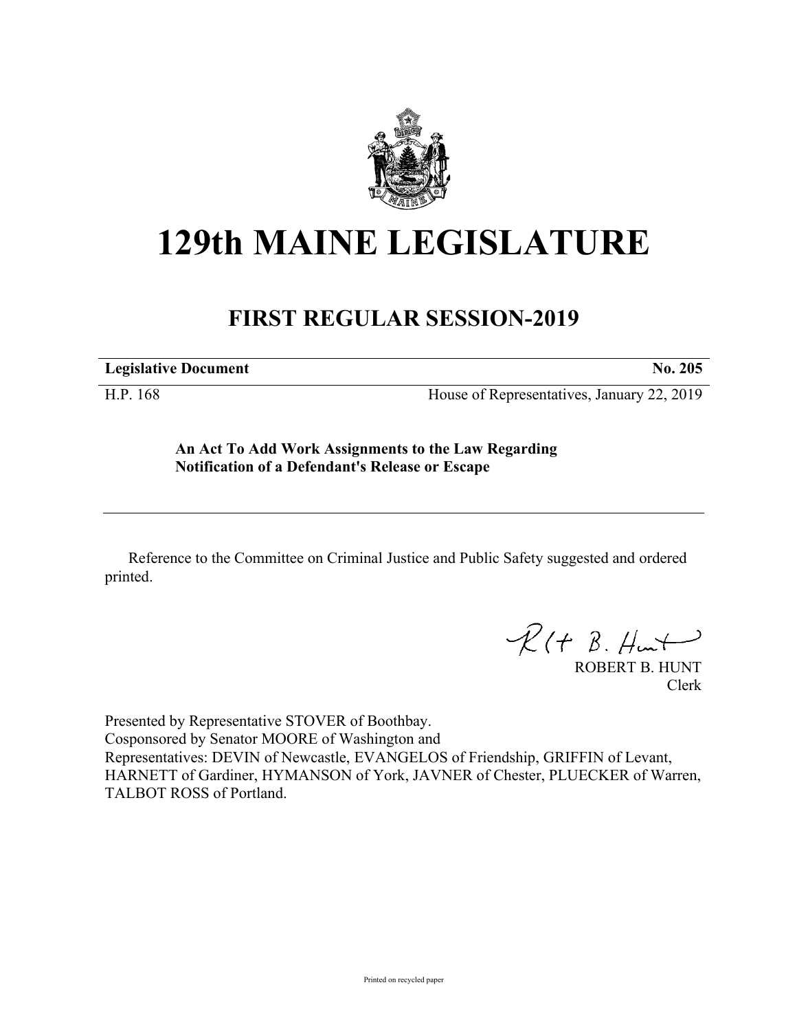# 129th MAINE LEGISLATURE

## FIRST REGULAR SESSION-2019

**Legislative Document** **No. 205**

H.P. 168 House of Representatives, January 22, 2019

**An Act To Add Work Assignments to the Law Regarding Notification of a Defendant's Release or Escape**

Reference to the Committee on Criminal Justice and Public Safety suggested and ordered printed.

ROBERT B. HUNT
Clerk

Presented by Representative STOVER of Boothbay.
Cosponsored by Senator MOORE of Washington and
Representatives: DEVIN of Newcastle, EVANGELOS of Friendship, GRIFFIN of Levant, HARNETT of Gardiner, HYMANSON of York, JAVNER of Chester, PLUECKER of Warren, TALBOT ROSS of Portland.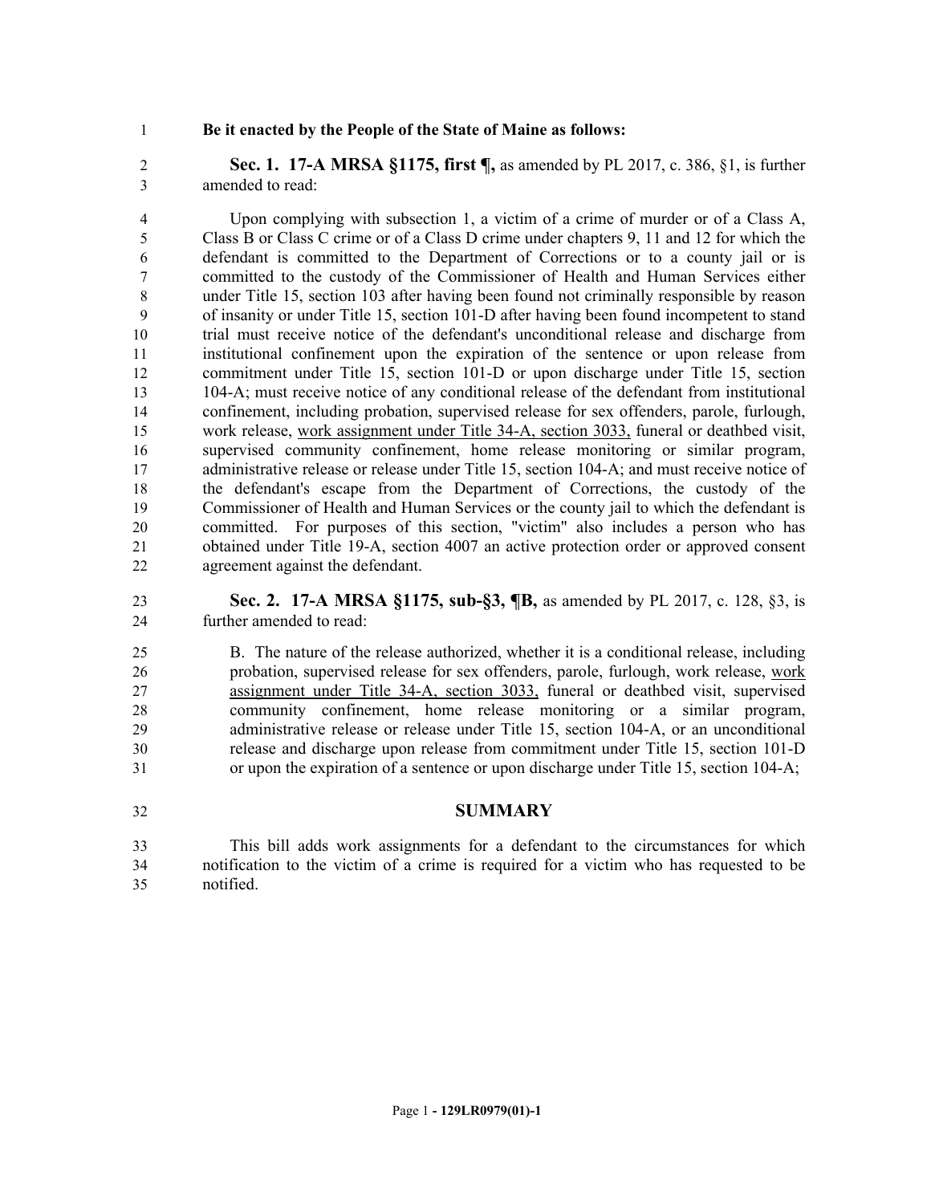**Be it enacted by the People of the State of Maine as follows:**

**Sec. 1. 17-A MRSA §1175, first ¶,** as amended by PL 2017, c. 386, §1, is further amended to read:

Upon complying with subsection 1, a victim of a crime of murder or of a Class A, Class B or Class C crime or of a Class D crime under chapters 9, 11 and 12 for which the defendant is committed to the Department of Corrections or to a county jail or is committed to the custody of the Commissioner of Health and Human Services either under Title 15, section 103 after having been found not criminally responsible by reason of insanity or under Title 15, section 101-D after having been found incompetent to stand trial must receive notice of the defendant's unconditional release and discharge from institutional confinement upon the expiration of the sentence or upon release from commitment under Title 15, section 101-D or upon discharge under Title 15, section 104-A; must receive notice of any conditional release of the defendant from institutional confinement, including probation, supervised release for sex offenders, parole, furlough, work release, work assignment under Title 34-A, section 3033, funeral or deathbed visit, supervised community confinement, home release monitoring or similar program, administrative release or release under Title 15, section 104-A; and must receive notice of the defendant's escape from the Department of Corrections, the custody of the Commissioner of Health and Human Services or the county jail to which the defendant is committed. For purposes of this section, "victim" also includes a person who has obtained under Title 19-A, section 4007 an active protection order or approved consent agreement against the defendant.

**Sec. 2. 17-A MRSA §1175, sub-§3, ¶B,** as amended by PL 2017, c. 128, §3, is further amended to read:

B. The nature of the release authorized, whether it is a conditional release, including probation, supervised release for sex offenders, parole, furlough, work release, work assignment under Title 34-A, section 3033, funeral or deathbed visit, supervised community confinement, home release monitoring or a similar program, administrative release or release under Title 15, section 104-A, or an unconditional release and discharge upon release from commitment under Title 15, section 101-D or upon the expiration of a sentence or upon discharge under Title 15, section 104-A;

## SUMMARY

This bill adds work assignments for a defendant to the circumstances for which notification to the victim of a crime is required for a victim who has requested to be notified.